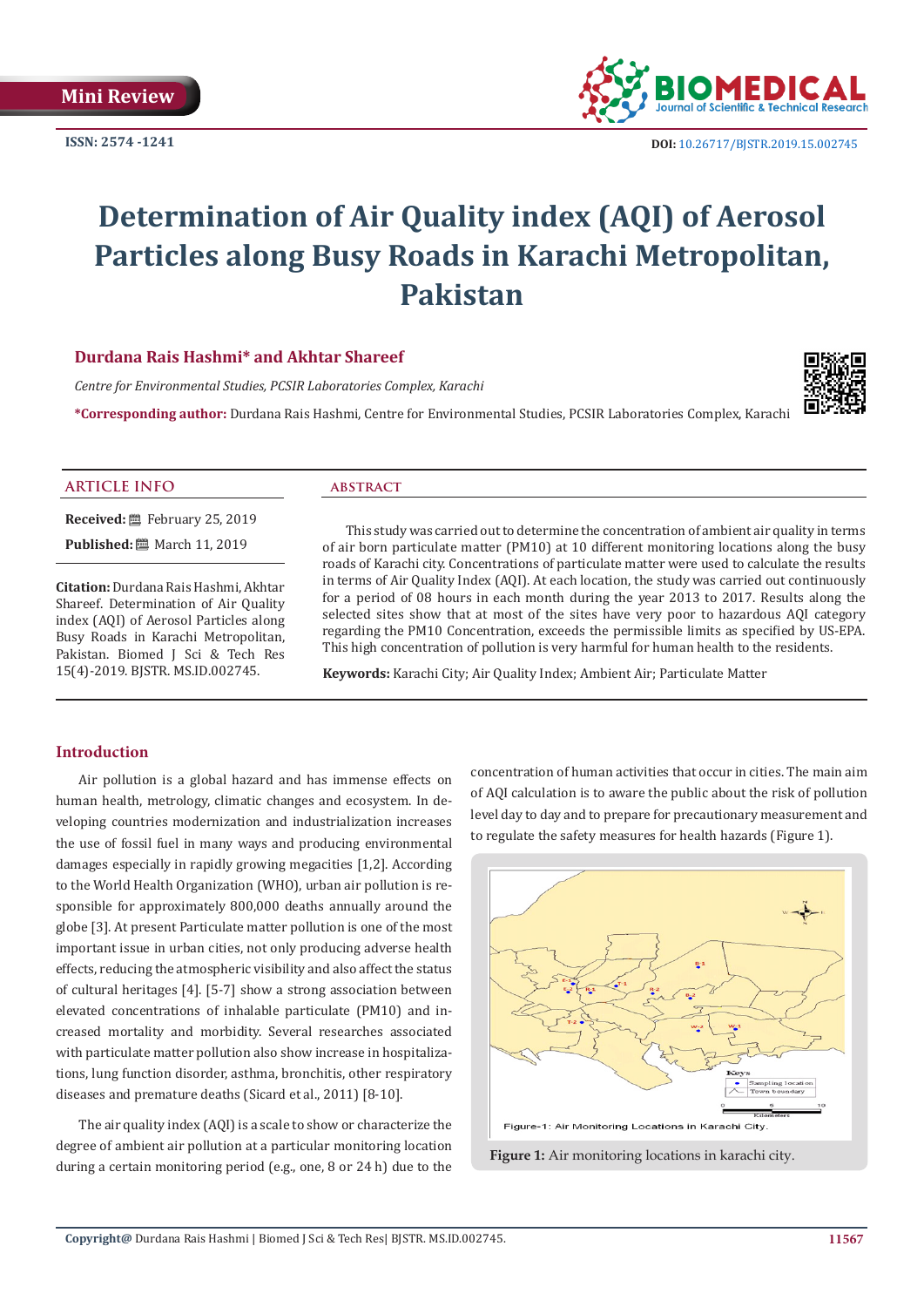Mini Review

ISSN: 2574 -1241

DOI: 10.26717/BJSTR.2019.15.002745

# Determination of Air Quality index (AQI) of Aerosol Particles along Busy Roads in Karachi Metropolitan, Pakistan

**Durdana Rais Hashmi\* and Akhtar Shareef**

*Centre for Environmental Studies, PCSIR Laboratories Complex, Karachi*

**\*Corresponding author:** Durdana Rais Hashmi, Centre for Environmental Studies, PCSIR Laboratories Complex, Karachi

## ARTICLE INFO

**Received:** February 25, 2019

**Published:** March 11, 2019

**Citation:** Durdana Rais Hashmi, Akhtar Shareef. Determination of Air Quality index (AQI) of Aerosol Particles along Busy Roads in Karachi Metropolitan, Pakistan. Biomed J Sci & Tech Res 15(4)-2019. BJSTR. MS.ID.002745.

## ABSTRACT

This study was carried out to determine the concentration of ambient air quality in terms of air born particulate matter (PM10) at 10 different monitoring locations along the busy roads of Karachi city. Concentrations of particulate matter were used to calculate the results in terms of Air Quality Index (AQI). At each location, the study was carried out continuously for a period of 08 hours in each month during the year 2013 to 2017. Results along the selected sites show that at most of the sites have very poor to hazardous AQI category regarding the PM10 Concentration, exceeds the permissible limits as specified by US-EPA. This high concentration of pollution is very harmful for human health to the residents.

**Keywords:** Karachi City; Air Quality Index; Ambient Air; Particulate Matter

## Introduction

Air pollution is a global hazard and has immense effects on human health, metrology, climatic changes and ecosystem. In developing countries modernization and industrialization increases the use of fossil fuel in many ways and producing environmental damages especially in rapidly growing megacities [1,2]. According to the World Health Organization (WHO), urban air pollution is responsible for approximately 800,000 deaths annually around the globe [3]. At present Particulate matter pollution is one of the most important issue in urban cities, not only producing adverse health effects, reducing the atmospheric visibility and also affect the status of cultural heritages [4]. [5-7] show a strong association between elevated concentrations of inhalable particulate (PM10) and increased mortality and morbidity. Several researches associated with particulate matter pollution also show increase in hospitalizations, lung function disorder, asthma, bronchitis, other respiratory diseases and premature deaths (Sicard et al., 2011) [8-10].

The air quality index (AQI) is a scale to show or characterize the degree of ambient air pollution at a particular monitoring location during a certain monitoring period (e.g., one, 8 or 24 h) due to the concentration of human activities that occur in cities. The main aim of AQI calculation is to aware the public about the risk of pollution level day to day and to prepare for precautionary measurement and to regulate the safety measures for health hazards (Figure 1).

Figure 1: Air monitoring locations in karachi city.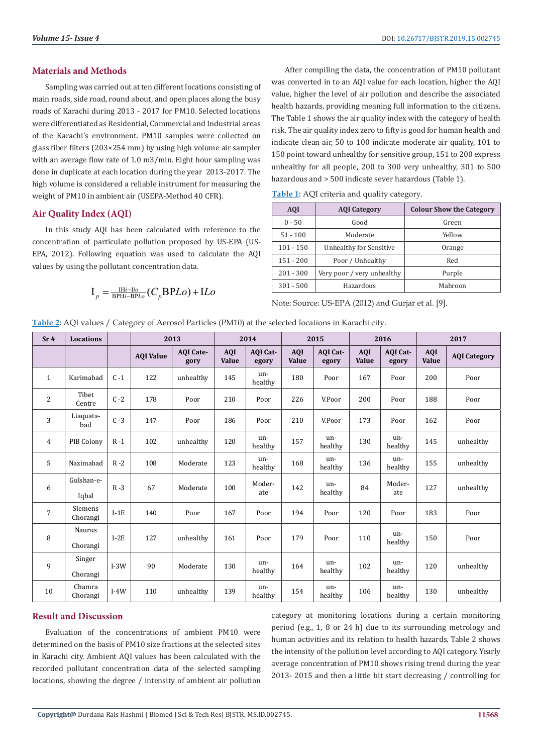## Materials and Methods

Sampling was carried out at ten different locations consisting of main roads, side road, round about, and open places along the busy roads of Karachi during 2013 - 2017 for PM10. Selected locations were differentiated as Residential, Commercial and Industrial areas of the Karachi's environment. PM10 samples were collected on glass fiber filters (203×254 mm) by using high volume air sampler with an average flow rate of 1.0 m3/min. Eight hour sampling was done in duplicate at each location during the year 2013-2017. The high volume is considered a reliable instrument for measuring the weight of PM10 in ambient air (USEPA-Method 40 CFR).

## Air Quality Index (AQI)

In this study AQI has been calculated with reference to the concentration of particulate pollution proposed by US-EPA (US-EPA, 2012). Following equation was used to calculate the AQI values by using the pollutant concentration data.

$$I_p = \frac{IHi - Ilo}{BPHi - BPLo}(C_p BPLo) + ILo$$

After compiling the data, the concentration of PM10 pollutant was converted in to an AQI value for each location, higher the AQI value, higher the level of air pollution and describe the associated health hazards, providing meaning full information to the citizens. The Table 1 shows the air quality index with the category of health risk. The air quality index zero to fifty is good for human health and indicate clean air, 50 to 100 indicate moderate air quality, 101 to 150 point toward unhealthy for sensitive group, 151 to 200 express unhealthy for all people, 200 to 300 very unhealthy, 301 to 500 hazardous and > 500 indicate sever hazardous (Table 1).

**Table 1:** AQI criteria and quality category.

| AQI | AQI Category | Colour Show the Category |
|---|---|---|
| 0 - 50 | Good | Green |
| 51 - 100 | Moderate | Yellow |
| 101 - 150 | Unhealthy for Sensitive | Orange |
| 151 - 200 | Poor / Unhealthy | Red |
| 201 - 300 | Very poor / very unhealthy | Purple |
| 301 - 500 | Hazardous | Mahroon |

Note: Source: US-EPA (2012) and Gurjar et al. [9].

**Table 2:** AQI values / Category of Aerosol Particles (PM10) at the selected locations in Karachi city.

| Sr # | Locations | | 2013 | | 2014 | | 2015 | | 2016 | | 2017 | |
|---|---|---|---|---|---|---|---|---|---|---|---|---|
| | | | AQI Value | AQI Category | AQI Value | AQI Category | AQI Value | AQI Category | AQI Value | AQI Category | AQI Value | AQI Category |
| 1 | Karimabad | C -1 | 122 | unhealthy | 145 | un-healthy | 180 | Poor | 167 | Poor | 200 | Poor |
| 2 | Tibet Centre | C -2 | 178 | Poor | 210 | Poor | 226 | V.Poor | 200 | Poor | 188 | Poor |
| 3 | Liaquatabad | C -3 | 147 | Poor | 186 | Poor | 210 | V.Poor | 173 | Poor | 162 | Poor |
| 4 | PIB Colony | R -1 | 102 | unhealthy | 120 | un-healthy | 157 | un-healthy | 130 | un-healthy | 145 | unhealthy |
| 5 | Nazimabad | R -2 | 108 | Moderate | 123 | un-healthy | 168 | un-healthy | 136 | un-healthy | 155 | unhealthy |
| 6 | Gulshan-e-Iqbal | R -3 | 67 | Moderate | 100 | Moderate | 142 | un-healthy | 84 | Moderate | 127 | unhealthy |
| 7 | Siemens Chorangi | I-1E | 140 | Poor | 167 | Poor | 194 | Poor | 120 | Poor | 183 | Poor |
| 8 | Naurus Chorangi | I-2E | 127 | unhealthy | 161 | Poor | 179 | Poor | 110 | un-healthy | 150 | Poor |
| 9 | Singer Chorangi | I-3W | 90 | Moderate | 130 | un-healthy | 164 | un-healthy | 102 | un-healthy | 120 | unhealthy |
| 10 | Chamra Chorangi | I-4W | 110 | unhealthy | 139 | un-healthy | 154 | un-healthy | 106 | un-healthy | 130 | unhealthy |

## Result and Discussion

Evaluation of the concentrations of ambient PM10 were determined on the basis of PM10 size fractions at the selected sites in Karachi city. Ambient AQI values has been calculated with the recorded pollutant concentration data of the selected sampling locations, showing the degree / intensity of ambient air pollution category at monitoring locations during a certain monitoring period (e.g., 1, 8 or 24 h) due to its surrounding metrology and human activities and its relation to health hazards. Table 2 shows the intensity of the pollution level according to AQI category. Yearly average concentration of PM10 shows rising trend during the year 2013- 2015 and then a little bit start decreasing / controlling for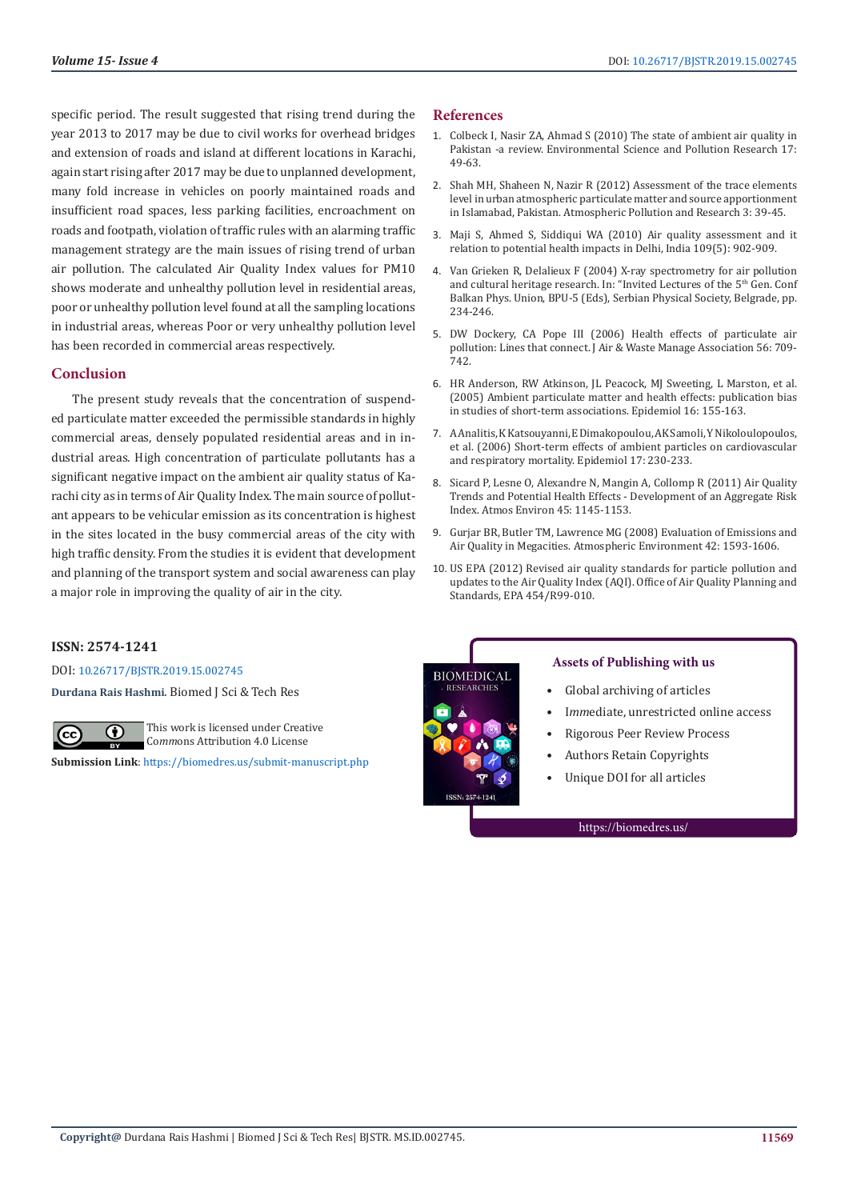specific period. The result suggested that rising trend during the year 2013 to 2017 may be due to civil works for overhead bridges and extension of roads and island at different locations in Karachi, again start rising after 2017 may be due to unplanned development, many fold increase in vehicles on poorly maintained roads and insufficient road spaces, less parking facilities, encroachment on roads and footpath, violation of traffic rules with an alarming traffic management strategy are the main issues of rising trend of urban air pollution. The calculated Air Quality Index values for PM10 shows moderate and unhealthy pollution level in residential areas, poor or unhealthy pollution level found at all the sampling locations in industrial areas, whereas Poor or very unhealthy pollution level has been recorded in commercial areas respectively.

## Conclusion

The present study reveals that the concentration of suspended particulate matter exceeded the permissible standards in highly commercial areas, densely populated residential areas and in industrial areas. High concentration of particulate pollutants has a significant negative impact on the ambient air quality status of Karachi city as in terms of Air Quality Index. The main source of pollutant appears to be vehicular emission as its concentration is highest in the sites located in the busy commercial areas of the city with high traffic density. From the studies it is evident that development and planning of the transport system and social awareness can play a major role in improving the quality of air in the city.

## References

1. Colbeck I, Nasir ZA, Ahmad S (2010) The state of ambient air quality in Pakistan -a review. Environmental Science and Pollution Research 17: 49-63.
2. Shah MH, Shaheen N, Nazir R (2012) Assessment of the trace elements level in urban atmospheric particulate matter and source apportionment in Islamabad, Pakistan. Atmospheric Pollution and Research 3: 39-45.
3. Maji S, Ahmed S, Siddiqui WA (2010) Air quality assessment and it relation to potential health impacts in Delhi, India 109(5): 902-909.
4. Van Grieken R, Delalieux F (2004) X-ray spectrometry for air pollution and cultural heritage research. In: "Invited Lectures of the 5th Gen. Conf Balkan Phys. Union, BPU-5 (Eds), Serbian Physical Society, Belgrade, pp. 234-246.
5. DW Dockery, CA Pope III (2006) Health effects of particulate air pollution: Lines that connect. J Air & Waste Manage Association 56: 709-742.
6. HR Anderson, RW Atkinson, JL Peacock, MJ Sweeting, L Marston, et al. (2005) Ambient particulate matter and health effects: publication bias in studies of short-term associations. Epidemiol 16: 155-163.
7. A Analitis, K Katsouyanni, E Dimakopoulou, AK Samoli, Y Nikoloulopoulos, et al. (2006) Short-term effects of ambient particles on cardiovascular and respiratory mortality. Epidemiol 17: 230-233.
8. Sicard P, Lesne O, Alexandre N, Mangin A, Collomp R (2011) Air Quality Trends and Potential Health Effects - Development of an Aggregate Risk Index. Atmos Environ 45: 1145-1153.
9. Gurjar BR, Butler TM, Lawrence MG (2008) Evaluation of Emissions and Air Quality in Megacities. Atmospheric Environment 42: 1593-1606.
10. US EPA (2012) Revised air quality standards for particle pollution and updates to the Air Quality Index (AQI). Office of Air Quality Planning and Standards, EPA 454/R99-010.

**ISSN: 2574-1241**

DOI: 10.26717/BJSTR.2019.15.002745

**Durdana Rais Hashmi.** Biomed J Sci & Tech Res

This work is licensed under Creative Commons Attribution 4.0 License

**Submission Link**: https://biomedres.us/submit-manuscript.php

**Assets of Publishing with us**

- Global archiving of articles
- Immediate, unrestricted online access
- Rigorous Peer Review Process
- Authors Retain Copyrights
- Unique DOI for all articles

https://biomedres.us/